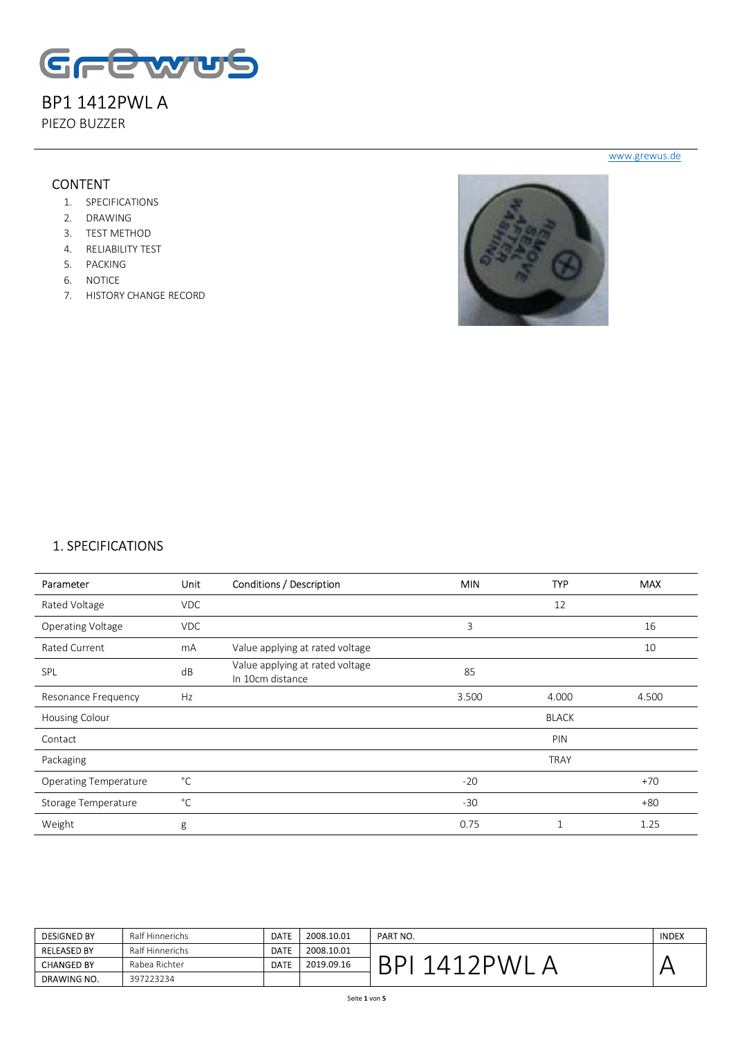# BP1 1412PWL A

PIEZO BUZZER

www.grewus.de

## CONTENT

1. SPECIFICATIONS
2. DRAWING
3. TEST METHOD
4. RELIABILITY TEST
5. PACKING
6. NOTICE
7. HISTORY CHANGE RECORD

## 1. SPECIFICATIONS

| Parameter | Unit | Conditions / Description | MIN | TYP | MAX |
|---|---|---|---|---|---|
| Rated Voltage | VDC | | | 12 | |
| Operating Voltage | VDC | | 3 | | 16 |
| Rated Current | mA | Value applying at rated voltage | | | 10 |
| SPL | dB | Value applying at rated voltage In 10cm distance | 85 | | |
| Resonance Frequency | Hz | | 3.500 | 4.000 | 4.500 |
| Housing Colour | | | | BLACK | |
| Contact | | | | PIN | |
| Packaging | | | | TRAY | |
| Operating Temperature | °C | | -20 | | +70 |
| Storage Temperature | °C | | -30 | | +80 |
| Weight | g | | 0.75 | 1 | 1.25 |

| DESIGNED BY | Ralf Hinnerichs | DATE | 2008.10.01 | PART NO. | INDEX |
|---|---|---|---|---|---|
| RELEASED BY | Ralf Hinnerichs | DATE | 2008.10.01 | BPI 1412PWL A | A |
| CHANGED BY | Rabea Richter | DATE | 2019.09.16 | | |
| DRAWING NO. | 397223234 | | | | |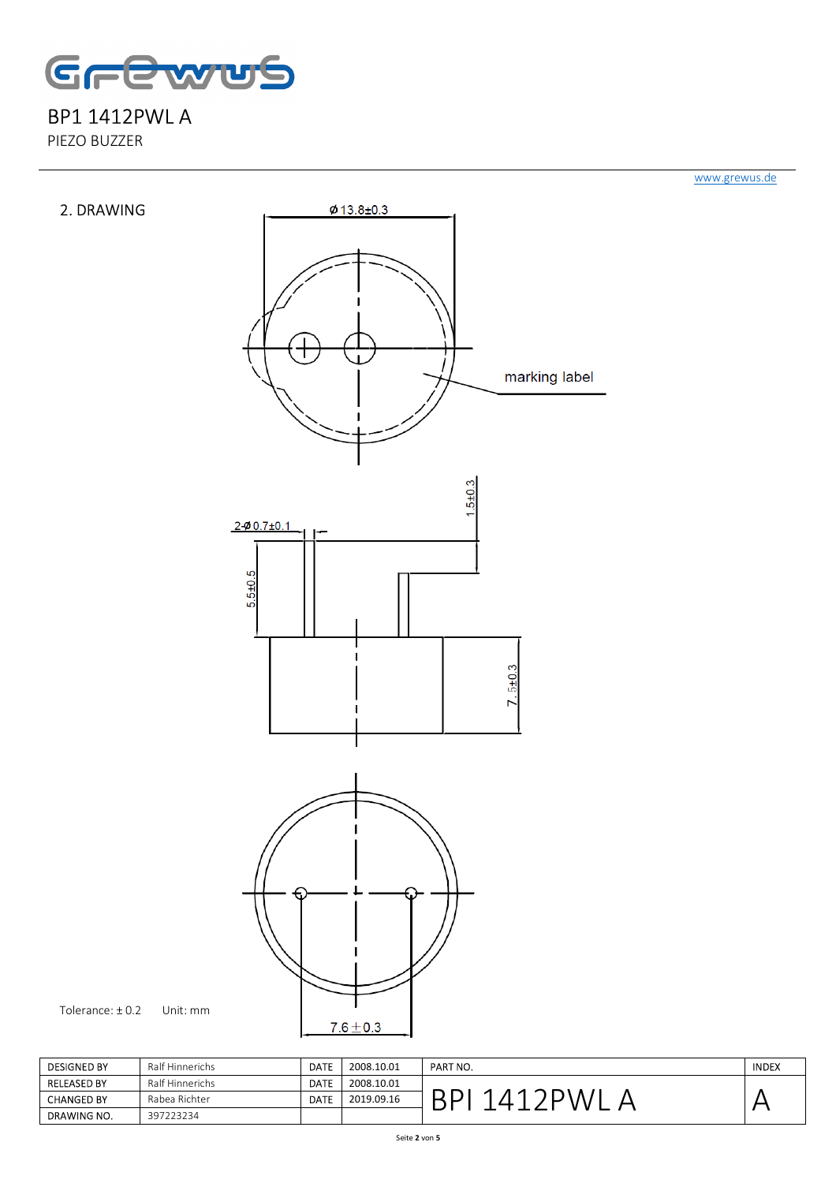BP1 1412PWL A

PIEZO BUZZER

www.grewus.de

## 2. DRAWING

Ø 13.8±0.3

marking label

2-Ø 0.7±0.1

1.5±0.3

5.5±0.5

7.5±0.3

7.6±0.3

Tolerance: ± 0.2 Unit: mm

| DESIGNED BY | Ralf Hinnerichs | DATE | 2008.10.01 | PART NO. | INDEX |
|---|---|---|---|---|---|
| RELEASED BY | Ralf Hinnerichs | DATE | 2008.10.01 | BPI 1412PWL A | A |
| CHANGED BY | Rabea Richter | DATE | 2019.09.16 | | |
| DRAWING NO. | 397223234 | | | | |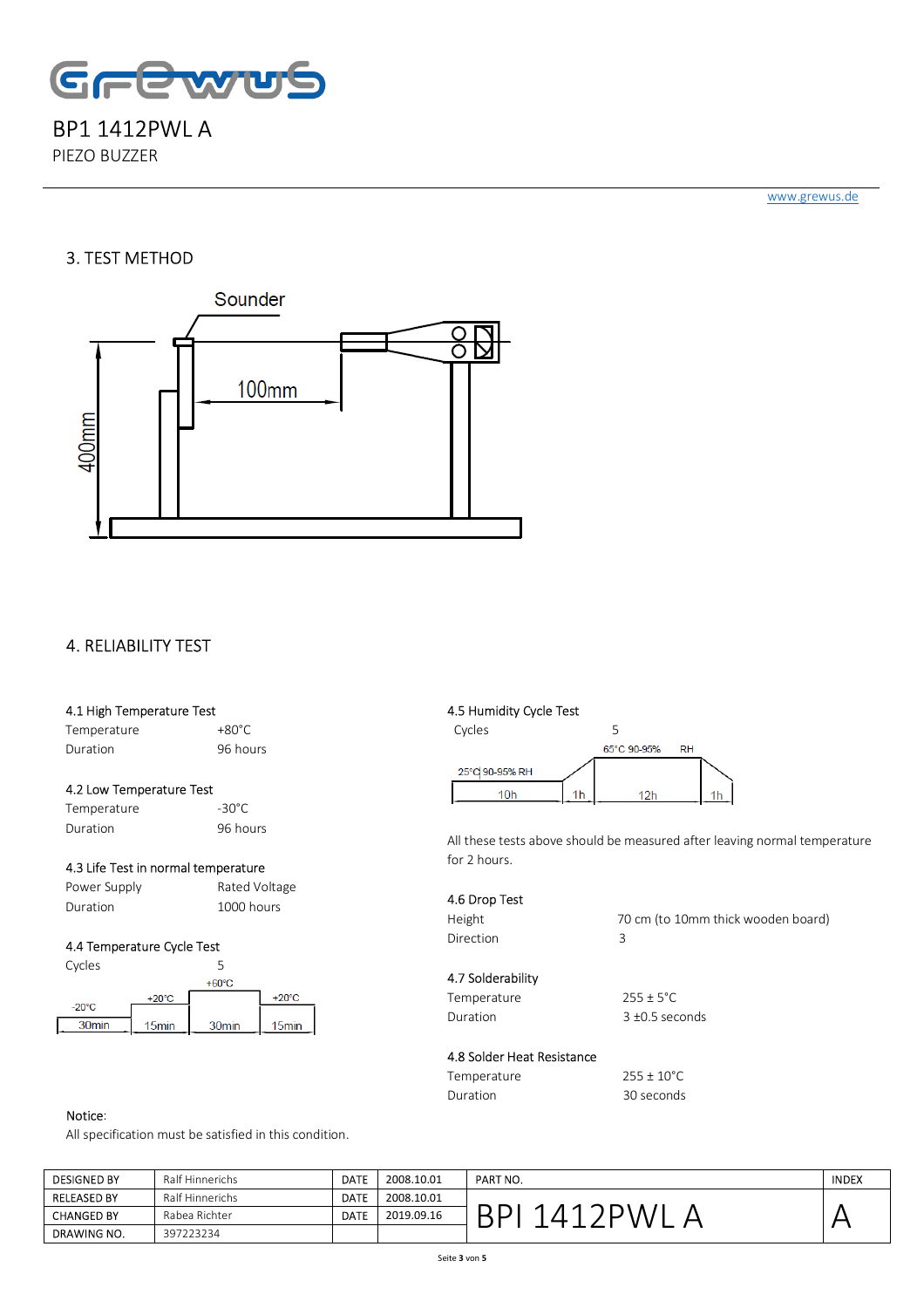BP1 1412PWL A

PIEZO BUZZER

www.grewus.de

## 3. TEST METHOD

Sounder

100mm

400mm

## 4. RELIABILITY TEST

### 4.1 High Temperature Test

| | |
|---|---|
| Temperature | +80°C |
| Duration | 96 hours |

### 4.2 Low Temperature Test

| | |
|---|---|
| Temperature | -30°C |
| Duration | 96 hours |

### 4.3 Life Test in normal temperature

| | |
|---|---|
| Power Supply | Rated Voltage |
| Duration | 1000 hours |

### 4.4 Temperature Cycle Test

| | |
|---|---|
| Cycles | 5 |

-20°C 30min, +20°C 15min, +60°C 30min, +20°C 15min

### 4.5 Humidity Cycle Test

| | |
|---|---|
| Cycles | 5 |

25°C 90-95% RH 10h, 1h, 65°C 90-95% RH 12h, 1h

All these tests above should be measured after leaving normal temperature for 2 hours.

### 4.6 Drop Test

| | |
|---|---|
| Height | 70 cm (to 10mm thick wooden board) |
| Direction | 3 |

### 4.7 Solderability

| | |
|---|---|
| Temperature | 255 ± 5°C |
| Duration | 3 ±0.5 seconds |

### 4.8 Solder Heat Resistance

| | |
|---|---|
| Temperature | 255 ± 10°C |
| Duration | 30 seconds |

Notice:

All specification must be satisfied in this condition.

| | | | | | |
|---|---|---|---|---|---|
| DESIGNED BY | Ralf Hinnerichs | DATE | 2008.10.01 | PART NO. | INDEX |
| RELEASED BY | Ralf Hinnerichs | DATE | 2008.10.01 | BPI 1412PWL A | A |
| CHANGED BY | Rabea Richter | DATE | 2019.09.16 | | |
| DRAWING NO. | 397223234 | | | | |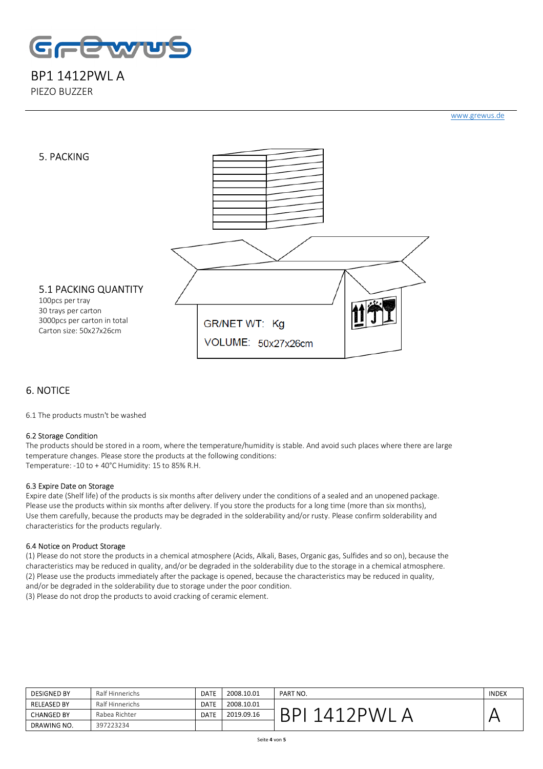# BP1 1412PWL A

PIEZO BUZZER

www.grewus.de

## 5. PACKING

### 5.1 PACKING QUANTITY

100pcs per tray
30 trays per carton
3000pcs per carton in total
Carton size: 50x27x26cm

GR/NET WT: Kg

VOLUME: 50x27x26cm

## 6. NOTICE

6.1 The products mustn't be washed

#### 6.2 Storage Condition

The products should be stored in a room, where the temperature/humidity is stable. And avoid such places where there are large temperature changes. Please store the products at the following conditions:
Temperature: -10 to + 40°C Humidity: 15 to 85% R.H.

#### 6.3 Expire Date on Storage

Expire date (Shelf life) of the products is six months after delivery under the conditions of a sealed and an unopened package. Please use the products within six months after delivery. If you store the products for a long time (more than six months), Use them carefully, because the products may be degraded in the solderability and/or rusty. Please confirm solderability and characteristics for the products regularly.

#### 6.4 Notice on Product Storage

(1) Please do not store the products in a chemical atmosphere (Acids, Alkali, Bases, Organic gas, Sulfides and so on), because the characteristics may be reduced in quality, and/or be degraded in the solderability due to the storage in a chemical atmosphere.
(2) Please use the products immediately after the package is opened, because the characteristics may be reduced in quality, and/or be degraded in the solderability due to storage under the poor condition.
(3) Please do not drop the products to avoid cracking of ceramic element.

| DESIGNED BY | Ralf Hinnerichs | DATE | 2008.10.01 | PART NO. | INDEX |
|---|---|---|---|---|---|
| RELEASED BY | Ralf Hinnerichs | DATE | 2008.10.01 | BPI 1412PWL A | A |
| CHANGED BY | Rabea Richter | DATE | 2019.09.16 | | |
| DRAWING NO. | 397223234 | | | | |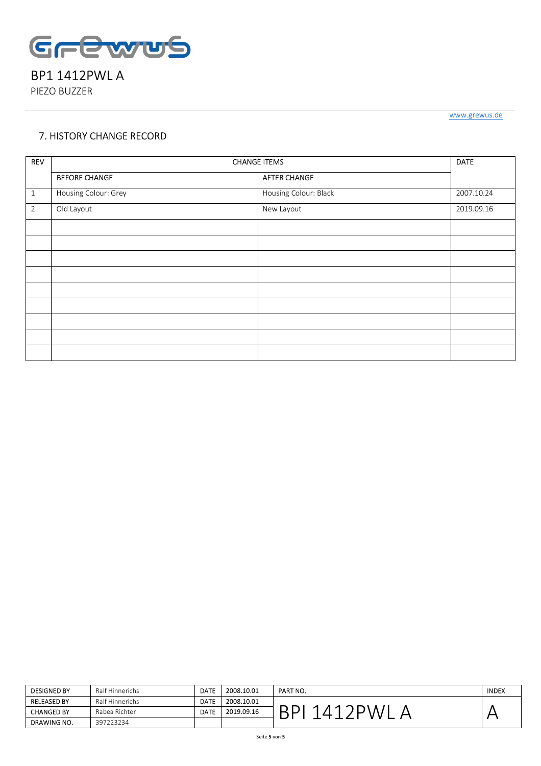# BP1 1412PWL A

PIEZO BUZZER

www.grewus.de

## 7. HISTORY CHANGE RECORD

| REV | CHANGE ITEMS | | DATE |
|---|---|---|---|
| | BEFORE CHANGE | AFTER CHANGE | |
| 1 | Housing Colour: Grey | Housing Colour: Black | 2007.10.24 |
| 2 | Old Layout | New Layout | 2019.09.16 |
| | | | |
| | | | |
| | | | |
| | | | |
| | | | |
| | | | |
| | | | |
| | | | |
| | | | |

| | | | | | |
|---|---|---|---|---|---|
| DESIGNED BY | Ralf Hinnerichs | DATE | 2008.10.01 | PART NO. | INDEX |
| RELEASED BY | Ralf Hinnerichs | DATE | 2008.10.01 | BPI 1412PWL A | A |
| CHANGED BY | Rabea Richter | DATE | 2019.09.16 | | |
| DRAWING NO. | 397223234 | | | | |